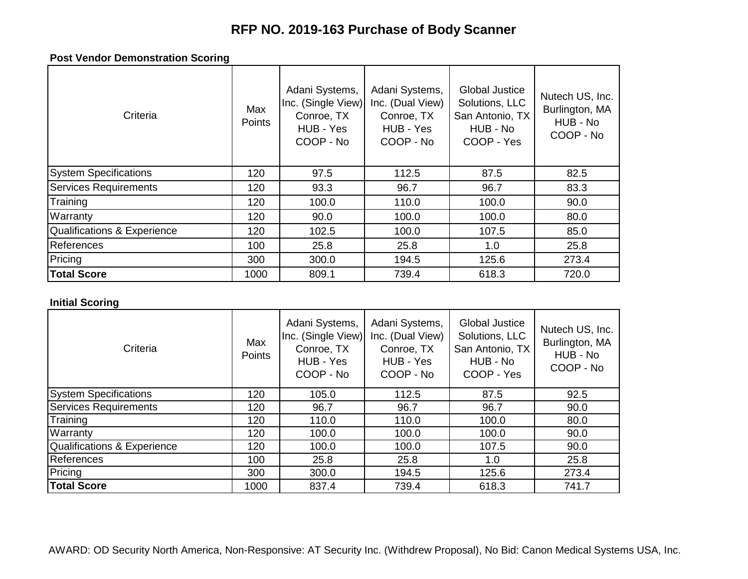# RFP NO. 2019-163 Purchase of Body Scanner

**Post Vendor Demonstration Scoring**

| Criteria | Max Points | Adani Systems, Inc. (Single View) Conroe, TX HUB - Yes COOP - No | Adani Systems, Inc. (Dual View) Conroe, TX HUB - Yes COOP - No | Global Justice Solutions, LLC San Antonio, TX HUB - No COOP - Yes | Nutech US, Inc. Burlington, MA HUB - No COOP - No |
|---|---|---|---|---|---|
| System Specifications | 120 | 97.5 | 112.5 | 87.5 | 82.5 |
| Services Requirements | 120 | 93.3 | 96.7 | 96.7 | 83.3 |
| Training | 120 | 100.0 | 110.0 | 100.0 | 90.0 |
| Warranty | 120 | 90.0 | 100.0 | 100.0 | 80.0 |
| Qualifications & Experience | 120 | 102.5 | 100.0 | 107.5 | 85.0 |
| References | 100 | 25.8 | 25.8 | 1.0 | 25.8 |
| Pricing | 300 | 300.0 | 194.5 | 125.6 | 273.4 |
| **Total Score** | 1000 | 809.1 | 739.4 | 618.3 | 720.0 |

**Initial Scoring**

| Criteria | Max Points | Adani Systems, Inc. (Single View) Conroe, TX HUB - Yes COOP - No | Adani Systems, Inc. (Dual View) Conroe, TX HUB - Yes COOP - No | Global Justice Solutions, LLC San Antonio, TX HUB - No COOP - Yes | Nutech US, Inc. Burlington, MA HUB - No COOP - No |
|---|---|---|---|---|---|
| System Specifications | 120 | 105.0 | 112.5 | 87.5 | 92.5 |
| Services Requirements | 120 | 96.7 | 96.7 | 96.7 | 90.0 |
| Training | 120 | 110.0 | 110.0 | 100.0 | 80.0 |
| Warranty | 120 | 100.0 | 100.0 | 100.0 | 90.0 |
| Qualifications & Experience | 120 | 100.0 | 100.0 | 107.5 | 90.0 |
| References | 100 | 25.8 | 25.8 | 1.0 | 25.8 |
| Pricing | 300 | 300.0 | 194.5 | 125.6 | 273.4 |
| **Total Score** | 1000 | 837.4 | 739.4 | 618.3 | 741.7 |

AWARD: OD Security North America, Non-Responsive: AT Security Inc. (Withdrew Proposal), No Bid: Canon Medical Systems USA, Inc.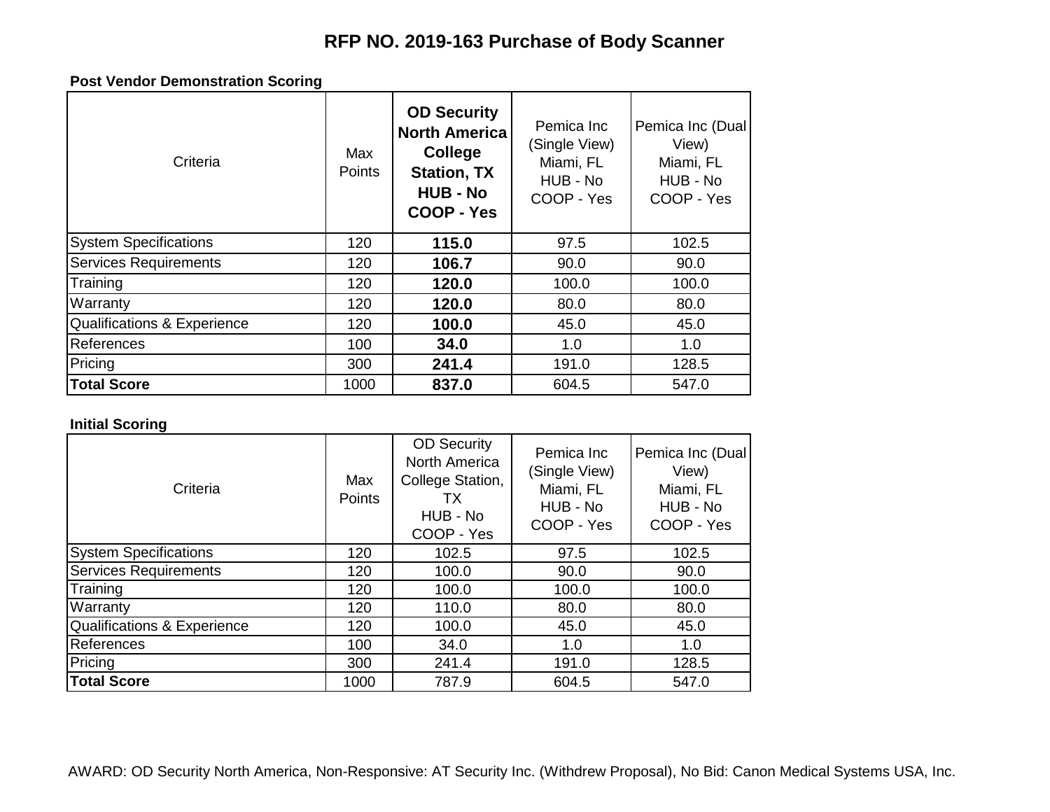# RFP NO. 2019-163 Purchase of Body Scanner

**Post Vendor Demonstration Scoring**

| Criteria | Max Points | **OD Security North America College Station, TX HUB - No COOP - Yes** | Pemica Inc (Single View) Miami, FL HUB - No COOP - Yes | Pemica Inc (Dual View) Miami, FL HUB - No COOP - Yes |
|---|---|---|---|---|
| System Specifications | 120 | **115.0** | 97.5 | 102.5 |
| Services Requirements | 120 | **106.7** | 90.0 | 90.0 |
| Training | 120 | **120.0** | 100.0 | 100.0 |
| Warranty | 120 | **120.0** | 80.0 | 80.0 |
| Qualifications & Experience | 120 | **100.0** | 45.0 | 45.0 |
| References | 100 | **34.0** | 1.0 | 1.0 |
| Pricing | 300 | **241.4** | 191.0 | 128.5 |
| **Total Score** | 1000 | **837.0** | 604.5 | 547.0 |

**Initial Scoring**

| Criteria | Max Points | OD Security North America College Station, TX HUB - No COOP - Yes | Pemica Inc (Single View) Miami, FL HUB - No COOP - Yes | Pemica Inc (Dual View) Miami, FL HUB - No COOP - Yes |
|---|---|---|---|---|
| System Specifications | 120 | 102.5 | 97.5 | 102.5 |
| Services Requirements | 120 | 100.0 | 90.0 | 90.0 |
| Training | 120 | 100.0 | 100.0 | 100.0 |
| Warranty | 120 | 110.0 | 80.0 | 80.0 |
| Qualifications & Experience | 120 | 100.0 | 45.0 | 45.0 |
| References | 100 | 34.0 | 1.0 | 1.0 |
| Pricing | 300 | 241.4 | 191.0 | 128.5 |
| **Total Score** | 1000 | 787.9 | 604.5 | 547.0 |

AWARD: OD Security North America, Non-Responsive: AT Security Inc. (Withdrew Proposal), No Bid: Canon Medical Systems USA, Inc.